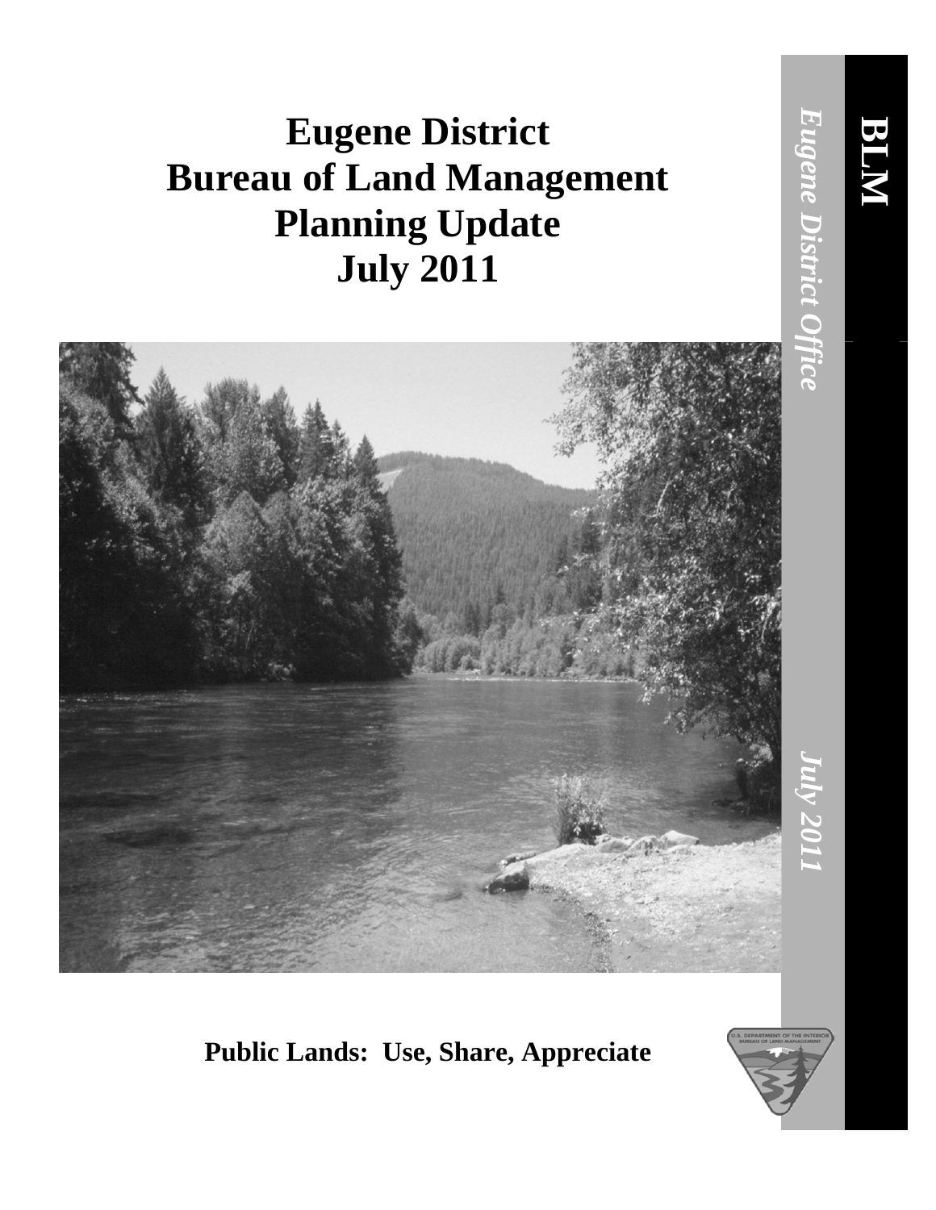# Eugene District Bureau of Land Management Planning Update July 2011

**Public Lands: Use, Share, Appreciate**

*Eugene District Office*

*July 2011*

**BLM**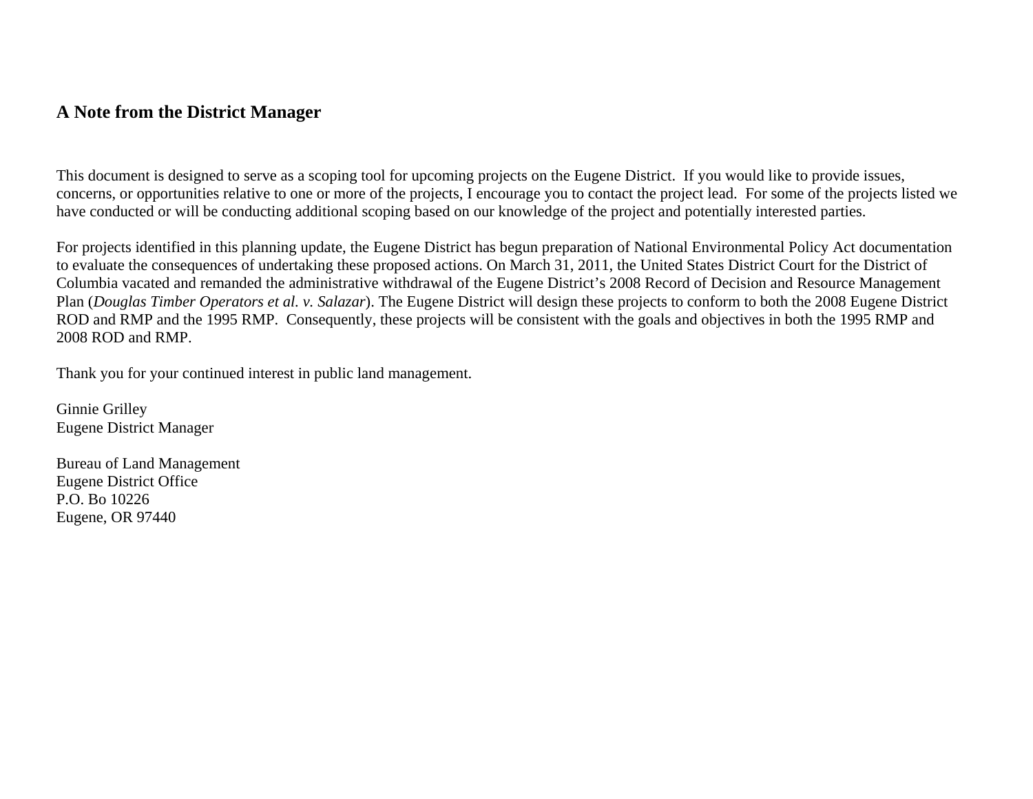## A Note from the District Manager

This document is designed to serve as a scoping tool for upcoming projects on the Eugene District. If you would like to provide issues, concerns, or opportunities relative to one or more of the projects, I encourage you to contact the project lead. For some of the projects listed we have conducted or will be conducting additional scoping based on our knowledge of the project and potentially interested parties.

For projects identified in this planning update, the Eugene District has begun preparation of National Environmental Policy Act documentation to evaluate the consequences of undertaking these proposed actions. On March 31, 2011, the United States District Court for the District of Columbia vacated and remanded the administrative withdrawal of the Eugene District's 2008 Record of Decision and Resource Management Plan (*Douglas Timber Operators et al. v. Salazar*). The Eugene District will design these projects to conform to both the 2008 Eugene District ROD and RMP and the 1995 RMP. Consequently, these projects will be consistent with the goals and objectives in both the 1995 RMP and 2008 ROD and RMP.

Thank you for your continued interest in public land management.

Ginnie Grilley
Eugene District Manager

Bureau of Land Management
Eugene District Office
P.O. Bo 10226
Eugene, OR 97440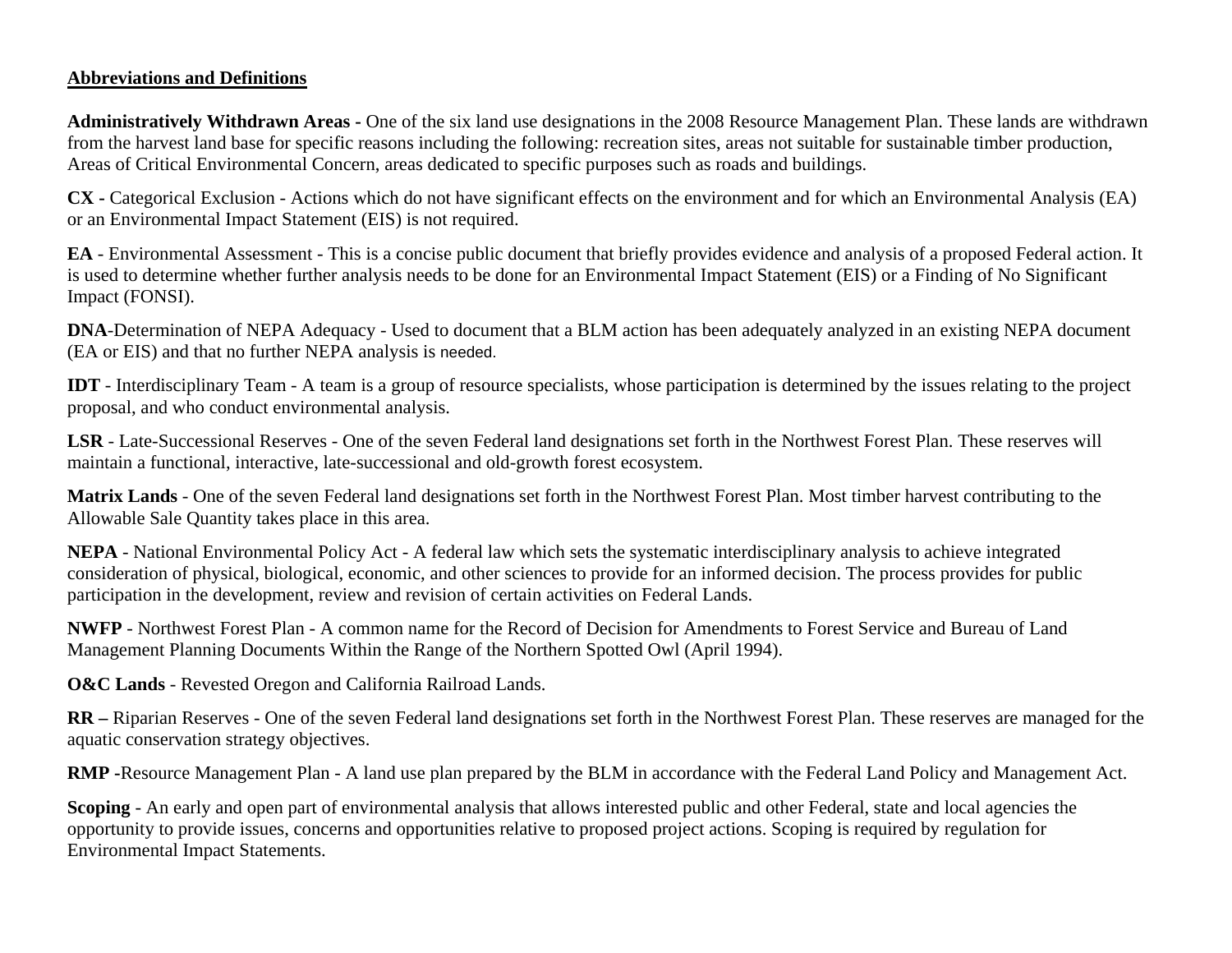**Abbreviations and Definitions**

**Administratively Withdrawn Areas -** One of the six land use designations in the 2008 Resource Management Plan. These lands are withdrawn from the harvest land base for specific reasons including the following: recreation sites, areas not suitable for sustainable timber production, Areas of Critical Environmental Concern, areas dedicated to specific purposes such as roads and buildings.

**CX -** Categorical Exclusion - Actions which do not have significant effects on the environment and for which an Environmental Analysis (EA) or an Environmental Impact Statement (EIS) is not required.

**EA** - Environmental Assessment - This is a concise public document that briefly provides evidence and analysis of a proposed Federal action. It is used to determine whether further analysis needs to be done for an Environmental Impact Statement (EIS) or a Finding of No Significant Impact (FONSI).

**DNA**-Determination of NEPA Adequacy - Used to document that a BLM action has been adequately analyzed in an existing NEPA document (EA or EIS) and that no further NEPA analysis is needed.

**IDT** - Interdisciplinary Team - A team is a group of resource specialists, whose participation is determined by the issues relating to the project proposal, and who conduct environmental analysis.

**LSR** - Late-Successional Reserves - One of the seven Federal land designations set forth in the Northwest Forest Plan. These reserves will maintain a functional, interactive, late-successional and old-growth forest ecosystem.

**Matrix Lands** - One of the seven Federal land designations set forth in the Northwest Forest Plan. Most timber harvest contributing to the Allowable Sale Quantity takes place in this area.

**NEPA** - National Environmental Policy Act - A federal law which sets the systematic interdisciplinary analysis to achieve integrated consideration of physical, biological, economic, and other sciences to provide for an informed decision. The process provides for public participation in the development, review and revision of certain activities on Federal Lands.

**NWFP** - Northwest Forest Plan - A common name for the Record of Decision for Amendments to Forest Service and Bureau of Land Management Planning Documents Within the Range of the Northern Spotted Owl (April 1994).

**O&C Lands** - Revested Oregon and California Railroad Lands.

**RR –** Riparian Reserves - One of the seven Federal land designations set forth in the Northwest Forest Plan. These reserves are managed for the aquatic conservation strategy objectives.

**RMP -**Resource Management Plan - A land use plan prepared by the BLM in accordance with the Federal Land Policy and Management Act.

**Scoping** - An early and open part of environmental analysis that allows interested public and other Federal, state and local agencies the opportunity to provide issues, concerns and opportunities relative to proposed project actions. Scoping is required by regulation for Environmental Impact Statements.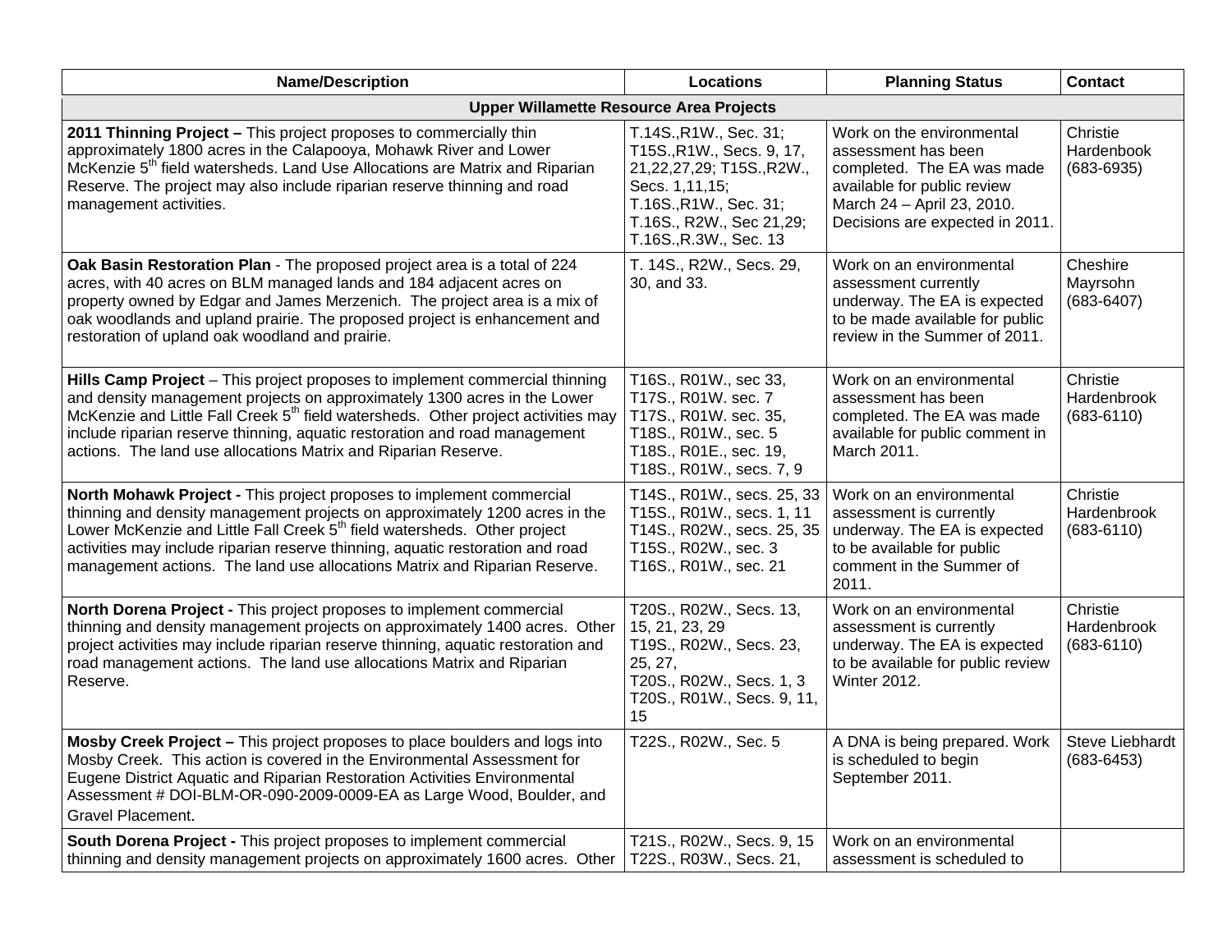| Name/Description | Locations | Planning Status | Contact |
|---|---|---|---|
| **Upper Willamette Resource Area Projects** | | | |
| **2011 Thinning Project –** This project proposes to commercially thin approximately 1800 acres in the Calapooya, Mohawk River and Lower McKenzie 5th field watersheds. Land Use Allocations are Matrix and Riparian Reserve. The project may also include riparian reserve thinning and road management activities. | T.14S.,R1W., Sec. 31; T15S.,R1W., Secs. 9, 17, 21,22,27,29; T15S.,R2W., Secs. 1,11,15; T.16S.,R1W., Sec. 31; T.16S., R2W., Sec 21,29; T.16S.,R.3W., Sec. 13 | Work on the environmental assessment has been completed. The EA was made available for public review March 24 – April 23, 2010. Decisions are expected in 2011. | Christie Hardenbook (683-6935) |
| **Oak Basin Restoration Plan** - The proposed project area is a total of 224 acres, with 40 acres on BLM managed lands and 184 adjacent acres on property owned by Edgar and James Merzenich. The project area is a mix of oak woodlands and upland prairie. The proposed project is enhancement and restoration of upland oak woodland and prairie. | T. 14S., R2W., Secs. 29, 30, and 33. | Work on an environmental assessment currently underway. The EA is expected to be made available for public review in the Summer of 2011. | Cheshire Mayrsohn (683-6407) |
| **Hills Camp Project** – This project proposes to implement commercial thinning and density management projects on approximately 1300 acres in the Lower McKenzie and Little Fall Creek 5th field watersheds. Other project activities may include riparian reserve thinning, aquatic restoration and road management actions. The land use allocations Matrix and Riparian Reserve. | T16S., R01W., sec 33, T17S., R01W. sec. 7 T17S., R01W. sec. 35, T18S., R01W., sec. 5 T18S., R01E., sec. 19, T18S., R01W., secs. 7, 9 | Work on an environmental assessment has been completed. The EA was made available for public comment in March 2011. | Christie Hardenbrook (683-6110) |
| **North Mohawk Project -** This project proposes to implement commercial thinning and density management projects on approximately 1200 acres in the Lower McKenzie and Little Fall Creek 5th field watersheds. Other project activities may include riparian reserve thinning, aquatic restoration and road management actions. The land use allocations Matrix and Riparian Reserve. | T14S., R01W., secs. 25, 33 T15S., R01W., secs. 1, 11 T14S., R02W., secs. 25, 35 T15S., R02W., sec. 3 T16S., R01W., sec. 21 | Work on an environmental assessment is currently underway. The EA is expected to be available for public comment in the Summer of 2011. | Christie Hardenbrook (683-6110) |
| **North Dorena Project -** This project proposes to implement commercial thinning and density management projects on approximately 1400 acres. Other project activities may include riparian reserve thinning, aquatic restoration and road management actions. The land use allocations Matrix and Riparian Reserve. | T20S., R02W., Secs. 13, 15, 21, 23, 29 T19S., R02W., Secs. 23, 25, 27, T20S., R02W., Secs. 1, 3 T20S., R01W., Secs. 9, 11, 15 | Work on an environmental assessment is currently underway. The EA is expected to be available for public review Winter 2012. | Christie Hardenbrook (683-6110) |
| **Mosby Creek Project –** This project proposes to place boulders and logs into Mosby Creek. This action is covered in the Environmental Assessment for Eugene District Aquatic and Riparian Restoration Activities Environmental Assessment # DOI-BLM-OR-090-2009-0009-EA as Large Wood, Boulder, and Gravel Placement. | T22S., R02W., Sec. 5 | A DNA is being prepared. Work is scheduled to begin September 2011. | Steve Liebhardt (683-6453) |
| **South Dorena Project -** This project proposes to implement commercial thinning and density management projects on approximately 1600 acres. Other | T21S., R02W., Secs. 9, 15 T22S., R03W., Secs. 21, | Work on an environmental assessment is scheduled to | |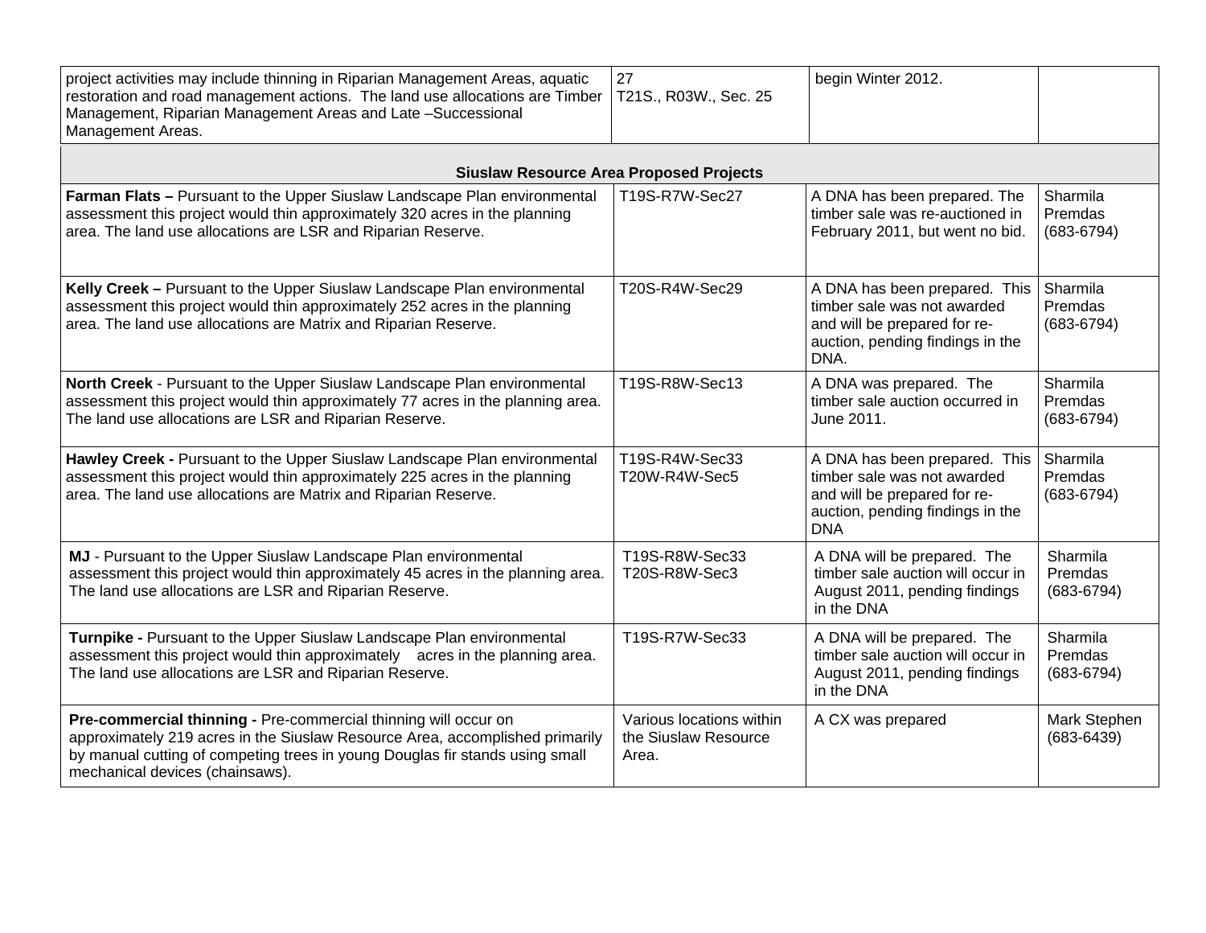| | | | |
|---|---|---|---|
| project activities may include thinning in Riparian Management Areas, aquatic restoration and road management actions. The land use allocations are Timber Management, Riparian Management Areas and Late –Successional Management Areas. | 27<br>T21S., R03W., Sec. 25 | begin Winter 2012. | |
| **Siuslaw Resource Area Proposed Projects** | | | |
| **Farman Flats –** Pursuant to the Upper Siuslaw Landscape Plan environmental assessment this project would thin approximately 320 acres in the planning area. The land use allocations are LSR and Riparian Reserve. | T19S-R7W-Sec27 | A DNA has been prepared. The timber sale was re-auctioned in February 2011, but went no bid. | Sharmila Premdas (683-6794) |
| **Kelly Creek –** Pursuant to the Upper Siuslaw Landscape Plan environmental assessment this project would thin approximately 252 acres in the planning area. The land use allocations are Matrix and Riparian Reserve. | T20S-R4W-Sec29 | A DNA has been prepared. This timber sale was not awarded and will be prepared for re-auction, pending findings in the DNA. | Sharmila Premdas (683-6794) |
| **North Creek** - Pursuant to the Upper Siuslaw Landscape Plan environmental assessment this project would thin approximately 77 acres in the planning area. The land use allocations are LSR and Riparian Reserve. | T19S-R8W-Sec13 | A DNA was prepared. The timber sale auction occurred in June 2011. | Sharmila Premdas (683-6794) |
| **Hawley Creek -** Pursuant to the Upper Siuslaw Landscape Plan environmental assessment this project would thin approximately 225 acres in the planning area. The land use allocations are Matrix and Riparian Reserve. | T19S-R4W-Sec33<br>T20W-R4W-Sec5 | A DNA has been prepared. This timber sale was not awarded and will be prepared for re-auction, pending findings in the DNA | Sharmila Premdas (683-6794) |
| **MJ** - Pursuant to the Upper Siuslaw Landscape Plan environmental assessment this project would thin approximately 45 acres in the planning area. The land use allocations are LSR and Riparian Reserve. | T19S-R8W-Sec33<br>T20S-R8W-Sec3 | A DNA will be prepared. The timber sale auction will occur in August 2011, pending findings in the DNA | Sharmila Premdas (683-6794) |
| **Turnpike -** Pursuant to the Upper Siuslaw Landscape Plan environmental assessment this project would thin approximately acres in the planning area. The land use allocations are LSR and Riparian Reserve. | T19S-R7W-Sec33 | A DNA will be prepared. The timber sale auction will occur in August 2011, pending findings in the DNA | Sharmila Premdas (683-6794) |
| **Pre-commercial thinning -** Pre-commercial thinning will occur on approximately 219 acres in the Siuslaw Resource Area, accomplished primarily by manual cutting of competing trees in young Douglas fir stands using small mechanical devices (chainsaws). | Various locations within the Siuslaw Resource Area. | A CX was prepared | Mark Stephen (683-6439) |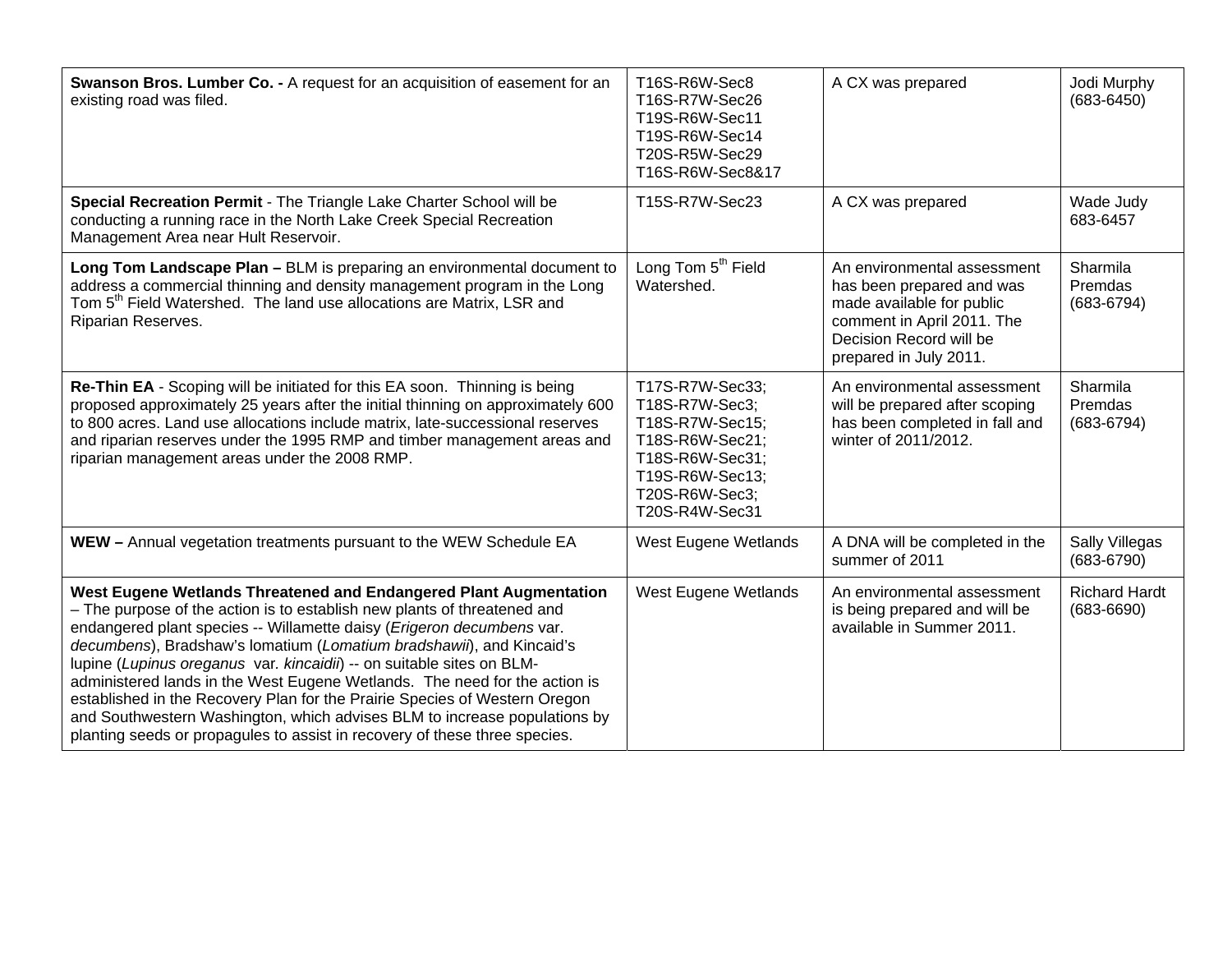| | | | |
|---|---|---|---|
| **Swanson Bros. Lumber Co. -** A request for an acquisition of easement for an existing road was filed. | T16S-R6W-Sec8<br>T16S-R7W-Sec26<br>T19S-R6W-Sec11<br>T19S-R6W-Sec14<br>T20S-R5W-Sec29<br>T16S-R6W-Sec8&17 | A CX was prepared | Jodi Murphy (683-6450) |
| **Special Recreation Permit** - The Triangle Lake Charter School will be conducting a running race in the North Lake Creek Special Recreation Management Area near Hult Reservoir. | T15S-R7W-Sec23 | A CX was prepared | Wade Judy 683-6457 |
| **Long Tom Landscape Plan –** BLM is preparing an environmental document to address a commercial thinning and density management program in the Long Tom 5th Field Watershed. The land use allocations are Matrix, LSR and Riparian Reserves. | Long Tom 5th Field Watershed. | An environmental assessment has been prepared and was made available for public comment in April 2011. The Decision Record will be prepared in July 2011. | Sharmila Premdas (683-6794) |
| **Re-Thin EA** - Scoping will be initiated for this EA soon. Thinning is being proposed approximately 25 years after the initial thinning on approximately 600 to 800 acres. Land use allocations include matrix, late-successional reserves and riparian reserves under the 1995 RMP and timber management areas and riparian management areas under the 2008 RMP. | T17S-R7W-Sec33;<br>T18S-R7W-Sec3;<br>T18S-R7W-Sec15;<br>T18S-R6W-Sec21;<br>T18S-R6W-Sec31;<br>T19S-R6W-Sec13;<br>T20S-R6W-Sec3;<br>T20S-R4W-Sec31 | An environmental assessment will be prepared after scoping has been completed in fall and winter of 2011/2012. | Sharmila Premdas (683-6794) |
| **WEW –** Annual vegetation treatments pursuant to the WEW Schedule EA | West Eugene Wetlands | A DNA will be completed in the summer of 2011 | Sally Villegas (683-6790) |
| **West Eugene Wetlands Threatened and Endangered Plant Augmentation** – The purpose of the action is to establish new plants of threatened and endangered plant species -- Willamette daisy (*Erigeron decumbens* var. *decumbens*), Bradshaw's lomatium (*Lomatium bradshawii*), and Kincaid's lupine (*Lupinus oreganus* var. *kincaidii*) -- on suitable sites on BLM-administered lands in the West Eugene Wetlands. The need for the action is established in the Recovery Plan for the Prairie Species of Western Oregon and Southwestern Washington, which advises BLM to increase populations by planting seeds or propagules to assist in recovery of these three species. | West Eugene Wetlands | An environmental assessment is being prepared and will be available in Summer 2011. | Richard Hardt (683-6690) |